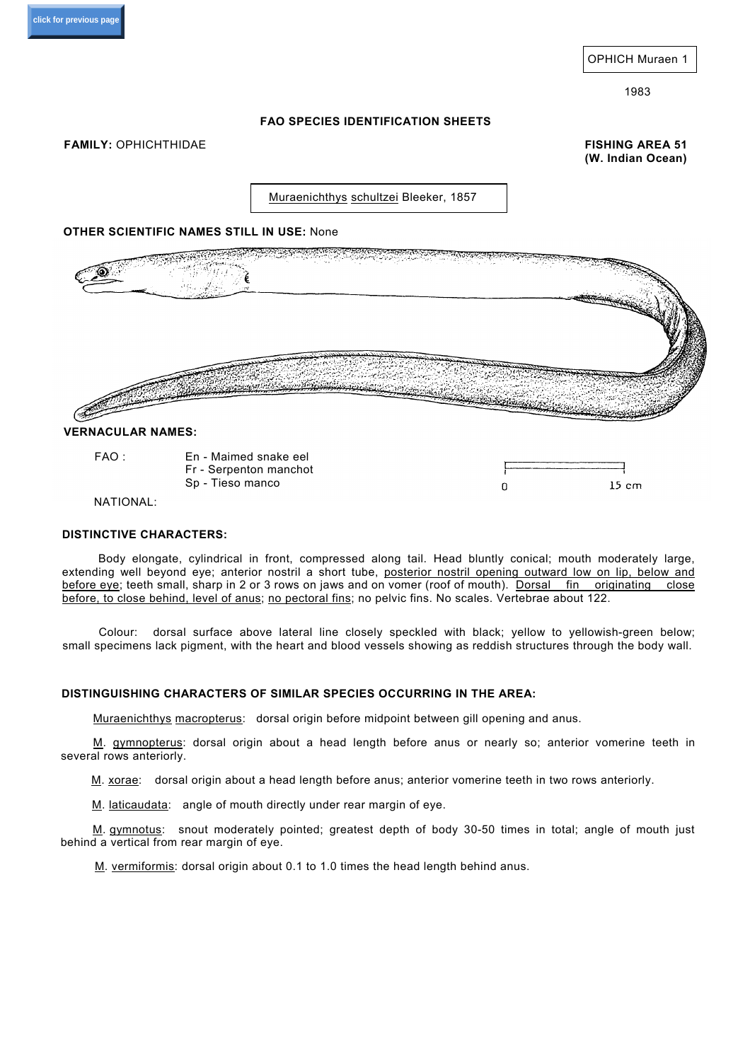OPHICH Muraen 1

1983

**FAO SPECIES IDENTIFICATION SHEETS**

**FAMILY:** OPHICHTHIDAE

**FISHING AREA 51**
**(W. Indian Ocean)**

Muraenichthys schultzei Bleeker, 1857

**OTHER SCIENTIFIC NAMES STILL IN USE:** None

**VERNACULAR NAMES:**

FAO : En - Maimed snake eel
Fr - Serpenton manchot
Sp - Tieso manco

0 — 15 cm

NATIONAL:

**DISTINCTIVE CHARACTERS:**

Body elongate, cylindrical in front, compressed along tail. Head bluntly conical; mouth moderately large, extending well beyond eye; anterior nostril a short tube, posterior nostril opening outward low on lip, below and before eye; teeth small, sharp in 2 or 3 rows on jaws and on vomer (roof of mouth). Dorsal fin originating close before, to close behind, level of anus; no pectoral fins; no pelvic fins. No scales. Vertebrae about 122.

Colour: dorsal surface above lateral line closely speckled with black; yellow to yellowish-green below; small specimens lack pigment, with the heart and blood vessels showing as reddish structures through the body wall.

**DISTINGUISHING CHARACTERS OF SIMILAR SPECIES OCCURRING IN THE AREA:**

Muraenichthys macropterus: dorsal origin before midpoint between gill opening and anus.

M. gymnopterus: dorsal origin about a head length before anus or nearly so; anterior vomerine teeth in several rows anteriorly.

M. xorae: dorsal origin about a head length before anus; anterior vomerine teeth in two rows anteriorly.

M. laticaudata: angle of mouth directly under rear margin of eye.

M. gymnotus: snout moderately pointed; greatest depth of body 30-50 times in total; angle of mouth just behind a vertical from rear margin of eye.

M. vermiformis: dorsal origin about 0.1 to 1.0 times the head length behind anus.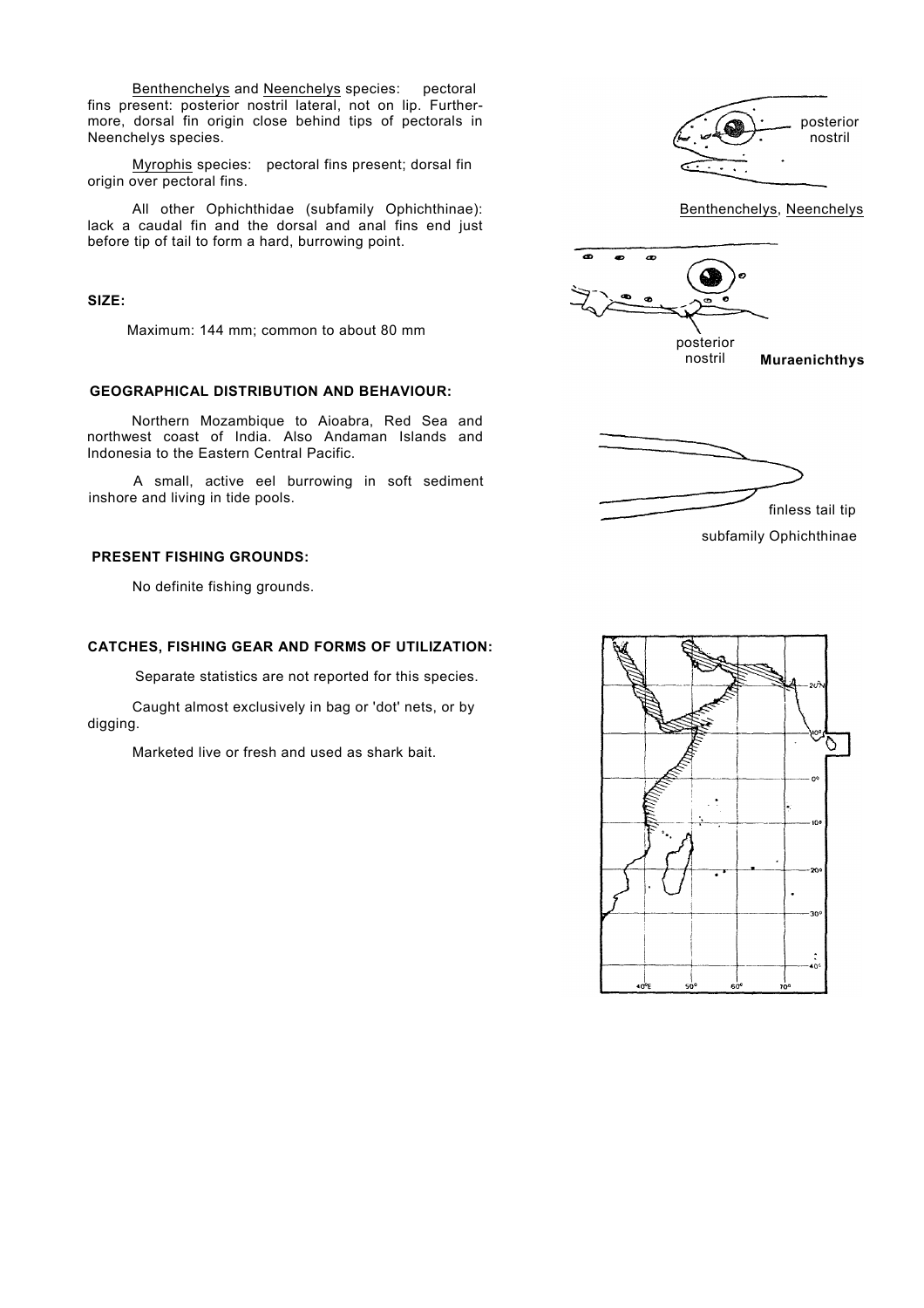Benthenchelys and Neenchelys species: pectoral fins present: posterior nostril lateral, not on lip. Furthermore, dorsal fin origin close behind tips of pectorals in Neenchelys species.

Myrophis species: pectoral fins present; dorsal fin origin over pectoral fins.

All other Ophichthidae (subfamily Ophichthinae): lack a caudal fin and the dorsal and anal fins end just before tip of tail to form a hard, burrowing point.

posterior nostril

Benthenchelys, Neenchelys

posterior nostril

**Muraenichthys**

finless tail tip

subfamily Ophichthinae

**SIZE:**

Maximum: 144 mm; common to about 80 mm

**GEOGRAPHICAL DISTRIBUTION AND BEHAVIOUR:**

Northern Mozambique to Aioabra, Red Sea and northwest coast of India. Also Andaman Islands and Indonesia to the Eastern Central Pacific.

A small, active eel burrowing in soft sediment inshore and living in tide pools.

**PRESENT FISHING GROUNDS:**

No definite fishing grounds.

**CATCHES, FISHING GEAR AND FORMS OF UTILIZATION:**

Separate statistics are not reported for this species.

Caught almost exclusively in bag or 'dot' nets, or by digging.

Marketed live or fresh and used as shark bait.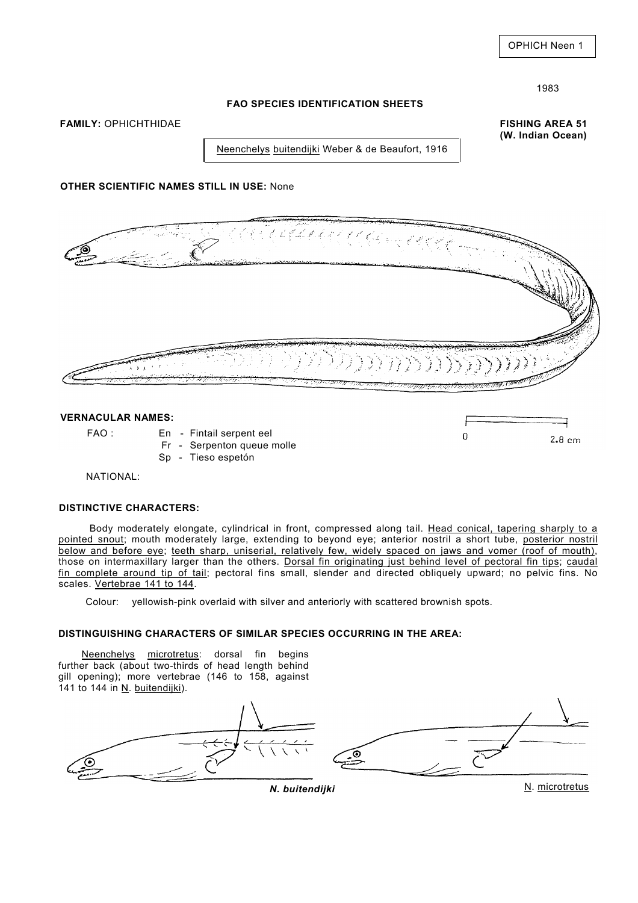OPHICH Neen 1

1983

**FAO SPECIES IDENTIFICATION SHEETS**

**FAMILY:** OPHICHTHIDAE

**FISHING AREA 51 (W. Indian Ocean)**

Neenchelys buitendijki Weber & de Beaufort, 1916

**OTHER SCIENTIFIC NAMES STILL IN USE:** None

0 2.8 cm

**VERNACULAR NAMES:**

FAO :
- En - Fintail serpent eel
- Fr - Serpenton queue molle
- Sp - Tieso espetón

NATIONAL:

**DISTINCTIVE CHARACTERS:**

Body moderately elongate, cylindrical in front, compressed along tail. Head conical, tapering sharply to a pointed snout; mouth moderately large, extending to beyond eye; anterior nostril a short tube, posterior nostril below and before eye; teeth sharp, uniserial, relatively few, widely spaced on jaws and vomer (roof of mouth), those on intermaxillary larger than the others. Dorsal fin originating just behind level of pectoral fin tips; caudal fin complete around tip of tail; pectoral fins small, slender and directed obliquely upward; no pelvic fins. No scales. Vertebrae 141 to 144.

Colour: yellowish-pink overlaid with silver and anteriorly with scattered brownish spots.

**DISTINGUISHING CHARACTERS OF SIMILAR SPECIES OCCURRING IN THE AREA:**

Neenchelys microtretus: dorsal fin begins further back (about two-thirds of head length behind gill opening); more vertebrae (146 to 158, against 141 to 144 in N. buitendijki).

***N. buitendijki*** N. microtretus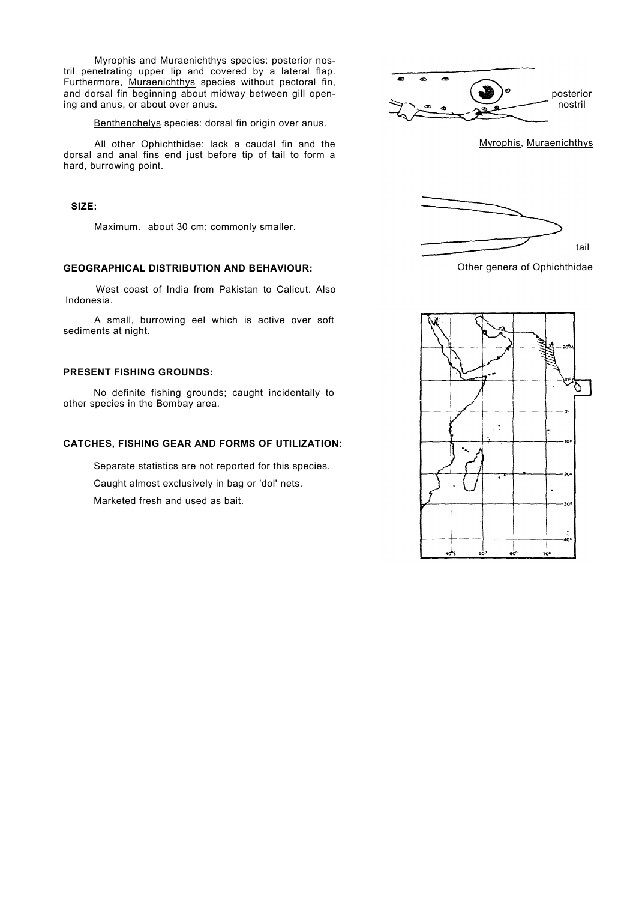Myrophis and Muraenichthys species: posterior nostril penetrating upper lip and covered by a lateral flap. Furthermore, Muraenichthys species without pectoral fin, and dorsal fin beginning about midway between gill opening and anus, or about over anus.

Benthenchelys species: dorsal fin origin over anus.

All other Ophichthidae: lack a caudal fin and the dorsal and anal fins end just before tip of tail to form a hard, burrowing point.

posterior nostril

Myrophis, Muraenichthys

tail

Other genera of Ophichthidae

## SIZE:

Maximum. about 30 cm; commonly smaller.

## GEOGRAPHICAL DISTRIBUTION AND BEHAVIOUR:

West coast of India from Pakistan to Calicut. Also Indonesia.

A small, burrowing eel which is active over soft sediments at night.

## PRESENT FISHING GROUNDS:

No definite fishing grounds; caught incidentally to other species in the Bombay area.

## CATCHES, FISHING GEAR AND FORMS OF UTILIZATION:

Separate statistics are not reported for this species.

Caught almost exclusively in bag or 'dol' nets.

Marketed fresh and used as bait.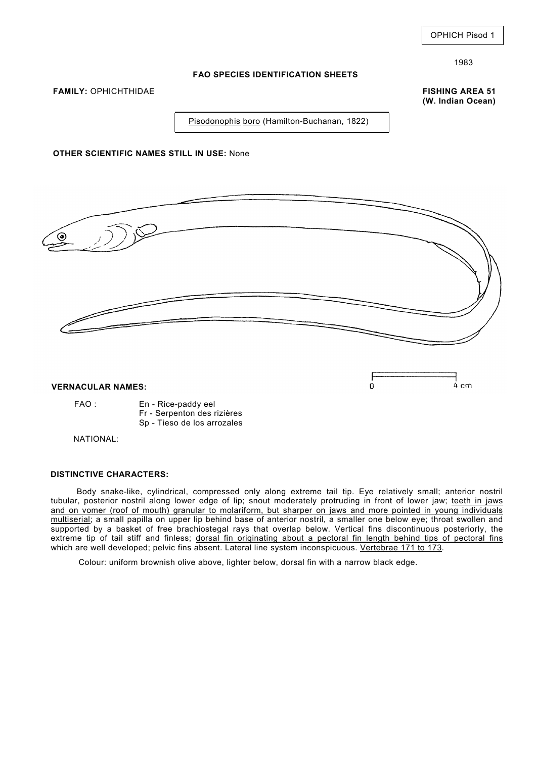OPHICH Pisod 1

1983

**FAO SPECIES IDENTIFICATION SHEETS**

**FAMILY:** OPHICHTHIDAE

**FISHING AREA 51 (W. Indian Ocean)**

Pisodonophis boro (Hamilton-Buchanan, 1822)

**OTHER SCIENTIFIC NAMES STILL IN USE:** None

0 4 cm

**VERNACULAR NAMES:**

FAO : En - Rice-paddy eel
Fr - Serpenton des rizières
Sp - Tieso de los arrozales

NATIONAL:

**DISTINCTIVE CHARACTERS:**

Body snake-like, cylindrical, compressed only along extreme tail tip. Eye relatively small; anterior nostril tubular, posterior nostril along lower edge of lip; snout moderately protruding in front of lower jaw; teeth in jaws and on vomer (roof of mouth) granular to molariform, but sharper on jaws and more pointed in young individuals multiserial; a small papilla on upper lip behind base of anterior nostril, a smaller one below eye; throat swollen and supported by a basket of free brachiostegal rays that overlap below. Vertical fins discontinuous posteriorly, the extreme tip of tail stiff and finless; dorsal fin originating about a pectoral fin length behind tips of pectoral fins which are well developed; pelvic fins absent. Lateral line system inconspicuous. Vertebrae 171 to 173.

Colour: uniform brownish olive above, lighter below, dorsal fin with a narrow black edge.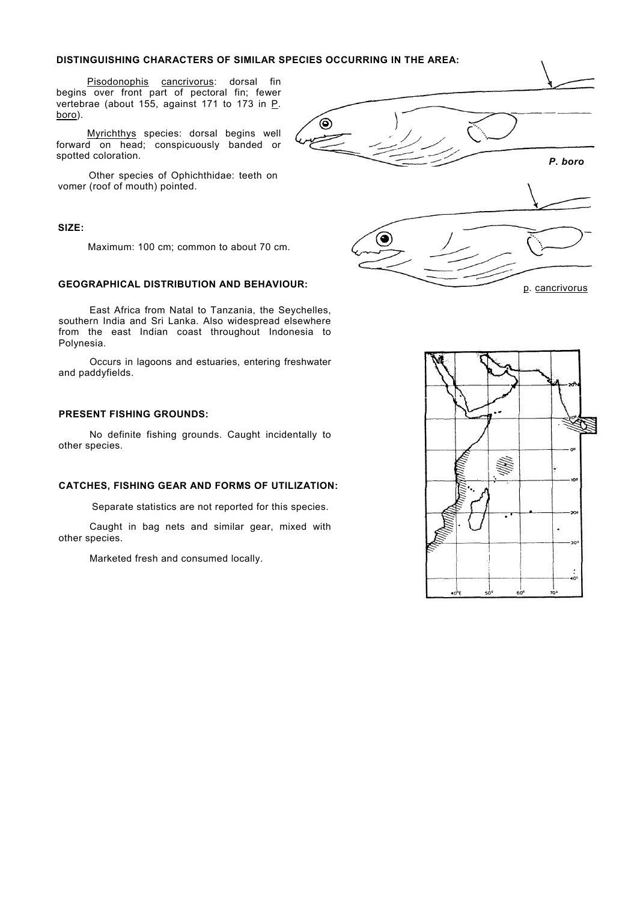**DISTINGUISHING CHARACTERS OF SIMILAR SPECIES OCCURRING IN THE AREA:**

Pisodonophis cancrivorus: dorsal fin begins over front part of pectoral fin; fewer vertebrae (about 155, against 171 to 173 in P. boro).

Myrichthys species: dorsal begins well forward on head; conspicuously banded or spotted coloration.

Other species of Ophichthidae: teeth on vomer (roof of mouth) pointed.

*P. boro*

p. cancrivorus

**SIZE:**

Maximum: 100 cm; common to about 70 cm.

**GEOGRAPHICAL DISTRIBUTION AND BEHAVIOUR:**

East Africa from Natal to Tanzania, the Seychelles, southern India and Sri Lanka. Also widespread elsewhere from the east Indian coast throughout Indonesia to Polynesia.

Occurs in lagoons and estuaries, entering freshwater and paddyfields.

**PRESENT FISHING GROUNDS:**

No definite fishing grounds. Caught incidentally to other species.

**CATCHES, FISHING GEAR AND FORMS OF UTILIZATION:**

Separate statistics are not reported for this species.

Caught in bag nets and similar gear, mixed with other species.

Marketed fresh and consumed locally.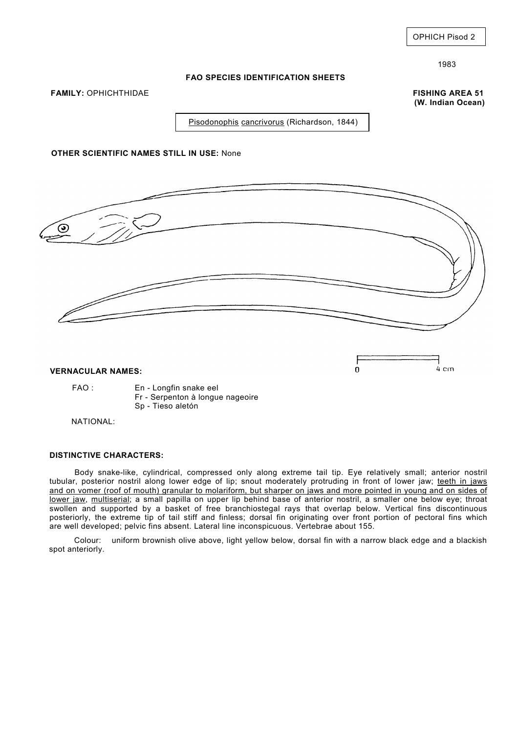OPHICH Pisod 2

1983

**FAO SPECIES IDENTIFICATION SHEETS**

**FAMILY:** OPHICHTHIDAE

**FISHING AREA 51**
**(W. Indian Ocean)**

Pisodonophis cancrivorus (Richardson, 1844)

**OTHER SCIENTIFIC NAMES STILL IN USE:** None

0 4 cm

**VERNACULAR NAMES:**

FAO : En - Longfin snake eel
Fr - Serpenton à longue nageoire
Sp - Tieso aletón

NATIONAL:

**DISTINCTIVE CHARACTERS:**

Body snake-like, cylindrical, compressed only along extreme tail tip. Eye relatively small; anterior nostril tubular, posterior nostril along lower edge of lip; snout moderately protruding in front of lower jaw; teeth in jaws and on vomer (roof of mouth) granular to molariform, but sharper on jaws and more pointed in young and on sides of lower jaw, multiserial; a small papilla on upper lip behind base of anterior nostril, a smaller one below eye; throat swollen and supported by a basket of free branchiostegal rays that overlap below. Vertical fins discontinuous posteriorly, the extreme tip of tail stiff and finless; dorsal fin originating over front portion of pectoral fins which are well developed; pelvic fins absent. Lateral line inconspicuous. Vertebrae about 155.

Colour: uniform brownish olive above, light yellow below, dorsal fin with a narrow black edge and a blackish spot anteriorly.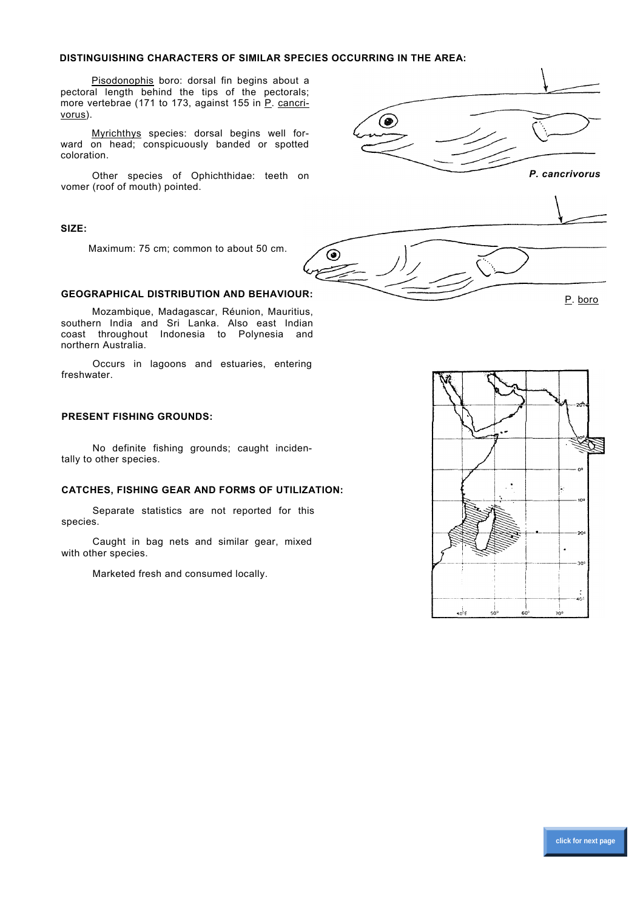## DISTINGUISHING CHARACTERS OF SIMILAR SPECIES OCCURRING IN THE AREA:

Pisodonophis boro: dorsal fin begins about a pectoral length behind the tips of the pectorals; more vertebrae (171 to 173, against 155 in P. cancrivorus).

Myrichthys species: dorsal begins well forward on head; conspicuously banded or spotted coloration.

Other species of Ophichthidae: teeth on vomer (roof of mouth) pointed.

*P. cancrivorus*

P. boro

## SIZE:

Maximum: 75 cm; common to about 50 cm.

## GEOGRAPHICAL DISTRIBUTION AND BEHAVIOUR:

Mozambique, Madagascar, Réunion, Mauritius, southern India and Sri Lanka. Also east Indian coast throughout Indonesia to Polynesia and northern Australia.

Occurs in lagoons and estuaries, entering freshwater.

20°N
10°
0°
10°
20°
30°
40°
40°E
50°
60°
70°

## PRESENT FISHING GROUNDS:

No definite fishing grounds; caught incidentally to other species.

## CATCHES, FISHING GEAR AND FORMS OF UTILIZATION:

Separate statistics are not reported for this species.

Caught in bag nets and similar gear, mixed with other species.

Marketed fresh and consumed locally.